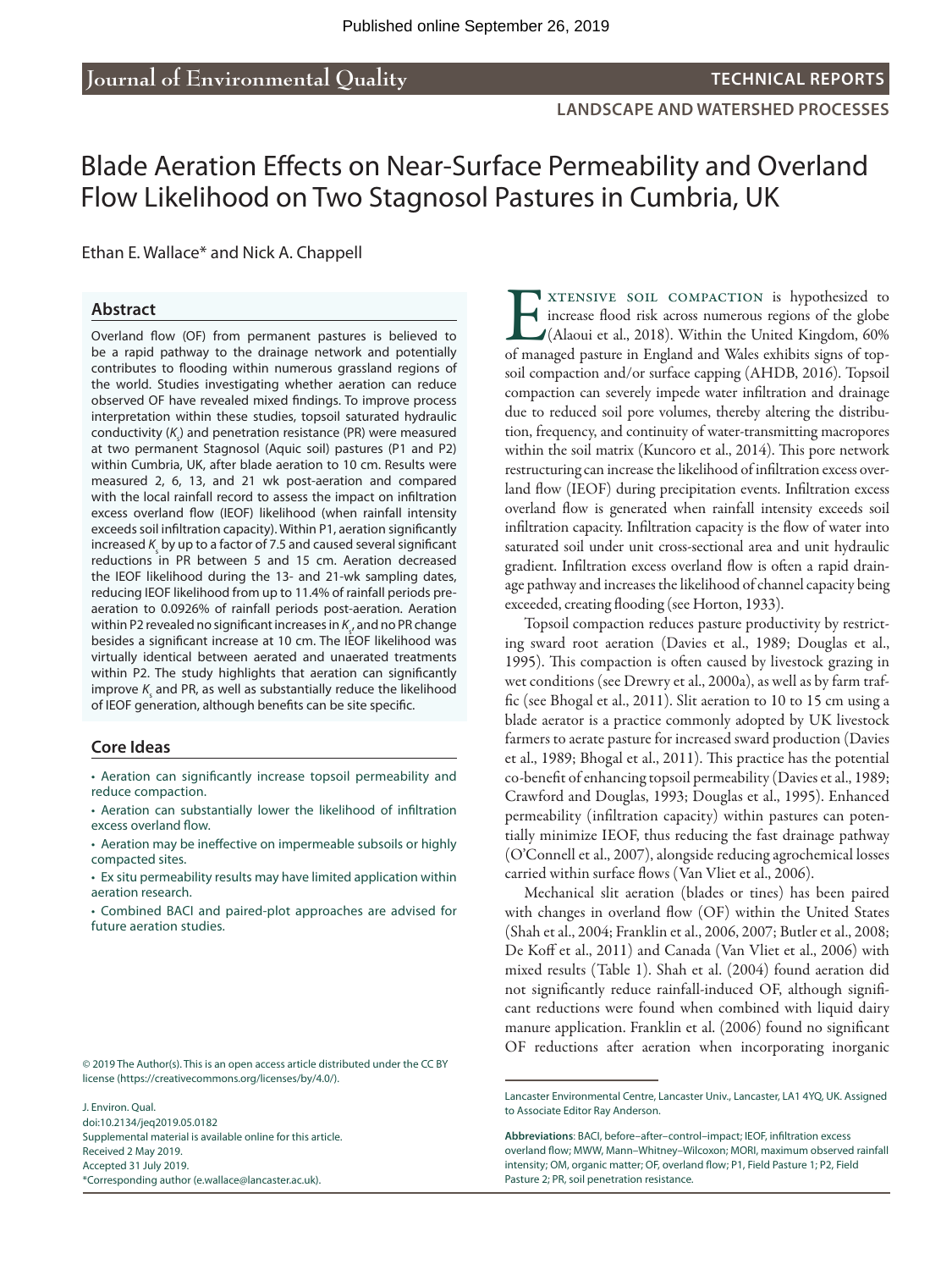Published online September 26, 2019

Journal of Environmental Quality

TECHNICAL REPORTS

LANDSCAPE AND WATERSHED PROCESSES

# Blade Aeration Effects on Near-Surface Permeability and Overland Flow Likelihood on Two Stagnosol Pastures in Cumbria, UK

Ethan E. Wallace* and Nick A. Chappell

## Abstract

Overland flow (OF) from permanent pastures is believed to be a rapid pathway to the drainage network and potentially contributes to flooding within numerous grassland regions of the world. Studies investigating whether aeration can reduce observed OF have revealed mixed findings. To improve process interpretation within these studies, topsoil saturated hydraulic conductivity ($K_s$) and penetration resistance (PR) were measured at two permanent Stagnosol (Aquic soil) pastures (P1 and P2) within Cumbria, UK, after blade aeration to 10 cm. Results were measured 2, 6, 13, and 21 wk post-aeration and compared with the local rainfall record to assess the impact on infiltration excess overland flow (IEOF) likelihood (when rainfall intensity exceeds soil infiltration capacity). Within P1, aeration significantly increased $K_s$ by up to a factor of 7.5 and caused several significant reductions in PR between 5 and 15 cm. Aeration decreased the IEOF likelihood during the 13- and 21-wk sampling dates, reducing IEOF likelihood from up to 11.4% of rainfall periods pre-aeration to 0.0926% of rainfall periods post-aeration. Aeration within P2 revealed no significant increases in $K_s$, and no PR change besides a significant increase at 10 cm. The IEOF likelihood was virtually identical between aerated and unaerated treatments within P2. The study highlights that aeration can significantly improve $K_s$ and PR, as well as substantially reduce the likelihood of IEOF generation, although benefits can be site specific.

## Core Ideas

- Aeration can significantly increase topsoil permeability and reduce compaction.
- Aeration can substantially lower the likelihood of infiltration excess overland flow.
- Aeration may be ineffective on impermeable subsoils or highly compacted sites.
- Ex situ permeability results may have limited application within aeration research.
- Combined BACI and paired-plot approaches are advised for future aeration studies.

© 2019 The Author(s). This is an open access article distributed under the CC BY license (https://creativecommons.org/licenses/by/4.0/).

J. Environ. Qual.
doi:10.2134/jeq2019.05.0182
Supplemental material is available online for this article.
Received 2 May 2019.
Accepted 31 July 2019.
*Corresponding author (e.wallace@lancaster.ac.uk).

Extensive soil compaction is hypothesized to increase flood risk across numerous regions of the globe (Alaoui et al., 2018). Within the United Kingdom, 60% of managed pasture in England and Wales exhibits signs of topsoil compaction and/or surface capping (AHDB, 2016). Topsoil compaction can severely impede water infiltration and drainage due to reduced soil pore volumes, thereby altering the distribution, frequency, and continuity of water-transmitting macropores within the soil matrix (Kuncoro et al., 2014). This pore network restructuring can increase the likelihood of infiltration excess overland flow (IEOF) during precipitation events. Infiltration excess overland flow is generated when rainfall intensity exceeds soil infiltration capacity. Infiltration capacity is the flow of water into saturated soil under unit cross-sectional area and unit hydraulic gradient. Infiltration excess overland flow is often a rapid drainage pathway and increases the likelihood of channel capacity being exceeded, creating flooding (see Horton, 1933).

Topsoil compaction reduces pasture productivity by restricting sward root aeration (Davies et al., 1989; Douglas et al., 1995). This compaction is often caused by livestock grazing in wet conditions (see Drewry et al., 2000a), as well as by farm traffic (see Bhogal et al., 2011). Slit aeration to 10 to 15 cm using a blade aerator is a practice commonly adopted by UK livestock farmers to aerate pasture for increased sward production (Davies et al., 1989; Bhogal et al., 2011). This practice has the potential co-benefit of enhancing topsoil permeability (Davies et al., 1989; Crawford and Douglas, 1993; Douglas et al., 1995). Enhanced permeability (infiltration capacity) within pastures can potentially minimize IEOF, thus reducing the fast drainage pathway (O'Connell et al., 2007), alongside reducing agrochemical losses carried within surface flows (Van Vliet et al., 2006).

Mechanical slit aeration (blades or tines) has been paired with changes in overland flow (OF) within the United States (Shah et al., 2004; Franklin et al., 2006, 2007; Butler et al., 2008; De Koff et al., 2011) and Canada (Van Vliet et al., 2006) with mixed results (Table 1). Shah et al. (2004) found aeration did not significantly reduce rainfall-induced OF, although significant reductions were found when combined with liquid dairy manure application. Franklin et al. (2006) found no significant OF reductions after aeration when incorporating inorganic

Lancaster Environmental Centre, Lancaster Univ., Lancaster, LA1 4YQ, UK. Assigned to Associate Editor Ray Anderson.

**Abbreviations**: BACI, before–after–control–impact; IEOF, infiltration excess overland flow; MWW, Mann–Whitney–Wilcoxon; MORI, maximum observed rainfall intensity; OM, organic matter; OF, overland flow; P1, Field Pasture 1; P2, Field Pasture 2; PR, soil penetration resistance.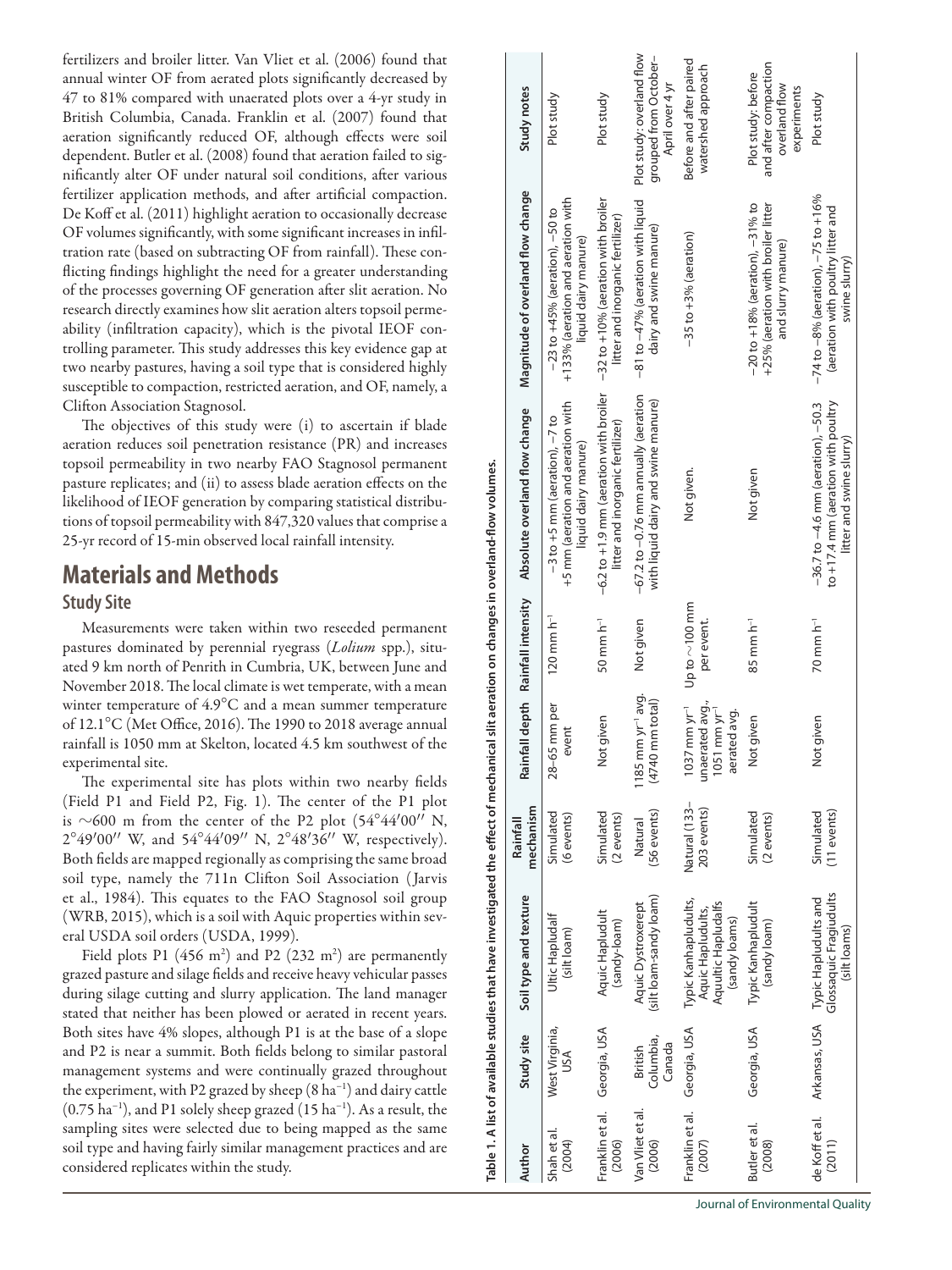fertilizers and broiler litter. Van Vliet et al. (2006) found that annual winter OF from aerated plots significantly decreased by 47 to 81% compared with unaerated plots over a 4-yr study in British Columbia, Canada. Franklin et al. (2007) found that aeration significantly reduced OF, although effects were soil dependent. Butler et al. (2008) found that aeration failed to significantly alter OF under natural soil conditions, after various fertilizer application methods, and after artificial compaction. De Koff et al. (2011) highlight aeration to occasionally decrease OF volumes significantly, with some significant increases in infiltration rate (based on subtracting OF from rainfall). These conflicting findings highlight the need for a greater understanding of the processes governing OF generation after slit aeration. No research directly examines how slit aeration alters topsoil permeability (infiltration capacity), which is the pivotal IEOF controlling parameter. This study addresses this key evidence gap at two nearby pastures, having a soil type that is considered highly susceptible to compaction, restricted aeration, and OF, namely, a Clifton Association Stagnosol.

The objectives of this study were (i) to ascertain if blade aeration reduces soil penetration resistance (PR) and increases topsoil permeability in two nearby FAO Stagnosol permanent pasture replicates; and (ii) to assess blade aeration effects on the likelihood of IEOF generation by comparing statistical distributions of topsoil permeability with 847,320 values that comprise a 25-yr record of 15-min observed local rainfall intensity.

# Materials and Methods

## Study Site

Measurements were taken within two reseeded permanent pastures dominated by perennial ryegrass (*Lolium* spp.), situated 9 km north of Penrith in Cumbria, UK, between June and November 2018. The local climate is wet temperate, with a mean winter temperature of 4.9°C and a mean summer temperature of 12.1°C (Met Office, 2016). The 1990 to 2018 average annual rainfall is 1050 mm at Skelton, located 4.5 km southwest of the experimental site.

The experimental site has plots within two nearby fields (Field P1 and Field P2, Fig. 1). The center of the P1 plot is ~600 m from the center of the P2 plot (54°44′00″ N, 2°49′00″ W, and 54°44′09″ N, 2°48′36″ W, respectively). Both fields are mapped regionally as comprising the same broad soil type, namely the 711n Clifton Soil Association (Jarvis et al., 1984). This equates to the FAO Stagnosol soil group (WRB, 2015), which is a soil with Aquic properties within several USDA soil orders (USDA, 1999).

Field plots P1 (456 $m^2$) and P2 (232 $m^2$) are permanently grazed pasture and silage fields and receive heavy vehicular passes during silage cutting and slurry application. The land manager stated that neither has been plowed or aerated in recent years. Both sites have 4% slopes, although P1 is at the base of a slope and P2 is near a summit. Both fields belong to similar pastoral management systems and were continually grazed throughout the experiment, with P2 grazed by sheep (8 $ha^{-1}$) and dairy cattle (0.75 $ha^{-1}$), and P1 solely sheep grazed (15 $ha^{-1}$). As a result, the sampling sites were selected due to being mapped as the same soil type and having fairly similar management practices and are considered replicates within the study.

**Table 1. A list of available studies that have investigated the effect of mechanical slit aeration on changes in overland-flow volumes.**

| Author | Study site | Soil type and texture | Rainfall mechanism | Rainfall depth | Rainfall intensity | Absolute overland flow change | Magnitude of overland flow change | Study notes |
|---|---|---|---|---|---|---|---|---|
| Shah et al. (2004) | West Virginia, USA | Ultic Hapludalf (silt loam) | Simulated (6 events) | 28–65 mm per event | 120 mm $h^{-1}$ | −3 to +5 mm (aeration), −7 to +5 mm (aeration and aeration with liquid dairy manure) | −23 to +45% (aeration), −50 to +133% (aeration and aeration with liquid dairy manure) | Plot study |
| Franklin et al. (2006) | Georgia, USA | Aquic Hapludult (sandy-loam) | Simulated (2 events) | Not given | 50 mm $h^{-1}$ | −6.2 to +1.9 mm (aeration with broiler litter and inorganic fertilizer) | −32 to +10% (aeration with broiler litter and inorganic fertilizer) | Plot study |
| Van Vliet et al. (2006) | British Columbia, Canada | Aquic Dystroxerept (silt loam-sandy loam) | Natural (56 events) | 1185 mm $yr^{-1}$ avg. (4740 mm total) | Not given | −67.2 to −0.76 mm annually (aeration with liquid dairy and swine manure) | −81 to −47% (aeration with liquid dairy and swine manure) | Plot study: overland flow grouped from October–April over 4 yr |
| Franklin et al. (2007) | Georgia, USA | Typic Kanhapludults, Aquic Hapludults, Aquultic Hapludalfs (sandy loams) | Natural (133–203 events) | 1037 mm $yr^{-1}$ unaerated avg., 1051 mm $yr^{-1}$ aerated avg. | Up to ~100 mm per event. | Not given. | −35 to +3% (aeration) | Before and after paired watershed approach |
| Butler et al. (2008) | Georgia, USA | Typic Kanhapludult (sandy loam) | Simulated (2 events) | Not given | 85 mm $h^{-1}$ | Not given | −20 to +18% (aeration), −31% to +25% (aeration with broiler litter and slurry manure) | Plot study: before and after compaction overland flow experiments |
| de Koff et al. (2011) | Arkansas, USA | Typic Hapludults and Glossaquic Fragiudults (silt loams) | Simulated (11 events) | Not given | 70 mm $h^{-1}$ | −36.7 to −4.6 mm (aeration), −50.3 to +17.4 mm (aeration with poultry litter and swine slurry) | −74 to −8% (aeration), −75 to +16% (aeration with poultry litter and swine slurry) | Plot study |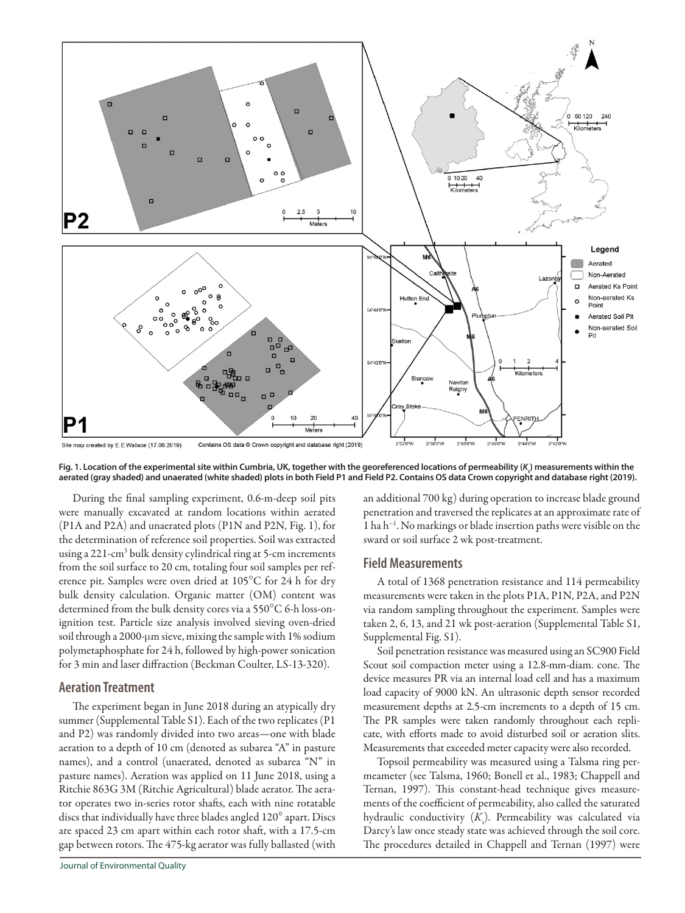Fig. 1. Location of the experimental site within Cumbria, UK, together with the georeferenced locations of permeability ($K_s$) measurements within the aerated (gray shaded) and unaerated (white shaded) plots in both Field P1 and Field P2. Contains OS data Crown copyright and database right (2019).

During the final sampling experiment, 0.6-m-deep soil pits were manually excavated at random locations within aerated (P1A and P2A) and unaerated plots (P1N and P2N, Fig. 1), for the determination of reference soil properties. Soil was extracted using a 221-cm$^3$ bulk density cylindrical ring at 5-cm increments from the soil surface to 20 cm, totaling four soil samples per reference pit. Samples were oven dried at 105°C for 24 h for dry bulk density calculation. Organic matter (OM) content was determined from the bulk density cores via a 550°C 6-h loss-on-ignition test. Particle size analysis involved sieving oven-dried soil through a 2000-μm sieve, mixing the sample with 1% sodium polymetaphosphate for 24 h, followed by high-power sonication for 3 min and laser diffraction (Beckman Coulter, LS-13-320).

## Aeration Treatment

The experiment began in June 2018 during an atypically dry summer (Supplemental Table S1). Each of the two replicates (P1 and P2) was randomly divided into two areas—one with blade aeration to a depth of 10 cm (denoted as subarea "A" in pasture names), and a control (unaerated, denoted as subarea "N" in pasture names). Aeration was applied on 11 June 2018, using a Ritchie 863G 3M (Ritchie Agricultural) blade aerator. The aerator operates two in-series rotor shafts, each with nine rotatable discs that individually have three blades angled 120° apart. Discs are spaced 23 cm apart within each rotor shaft, with a 17.5-cm gap between rotors. The 475-kg aerator was fully ballasted (with an additional 700 kg) during operation to increase blade ground penetration and traversed the replicates at an approximate rate of 1 ha h$^{-1}$. No markings or blade insertion paths were visible on the sward or soil surface 2 wk post-treatment.

## Field Measurements

A total of 1368 penetration resistance and 114 permeability measurements were taken in the plots P1A, P1N, P2A, and P2N via random sampling throughout the experiment. Samples were taken 2, 6, 13, and 21 wk post-aeration (Supplemental Table S1, Supplemental Fig. S1).

Soil penetration resistance was measured using an SC900 Field Scout soil compaction meter using a 12.8-mm-diam. cone. The device measures PR via an internal load cell and has a maximum load capacity of 9000 kN. An ultrasonic depth sensor recorded measurement depths at 2.5-cm increments to a depth of 15 cm. The PR samples were taken randomly throughout each replicate, with efforts made to avoid disturbed soil or aeration slits. Measurements that exceeded meter capacity were also recorded.

Topsoil permeability was measured using a Talsma ring permeameter (see Talsma, 1960; Bonell et al., 1983; Chappell and Ternan, 1997). This constant-head technique gives measurements of the coefficient of permeability, also called the saturated hydraulic conductivity ($K_s$). Permeability was calculated via Darcy's law once steady state was achieved through the soil core. The procedures detailed in Chappell and Ternan (1997) were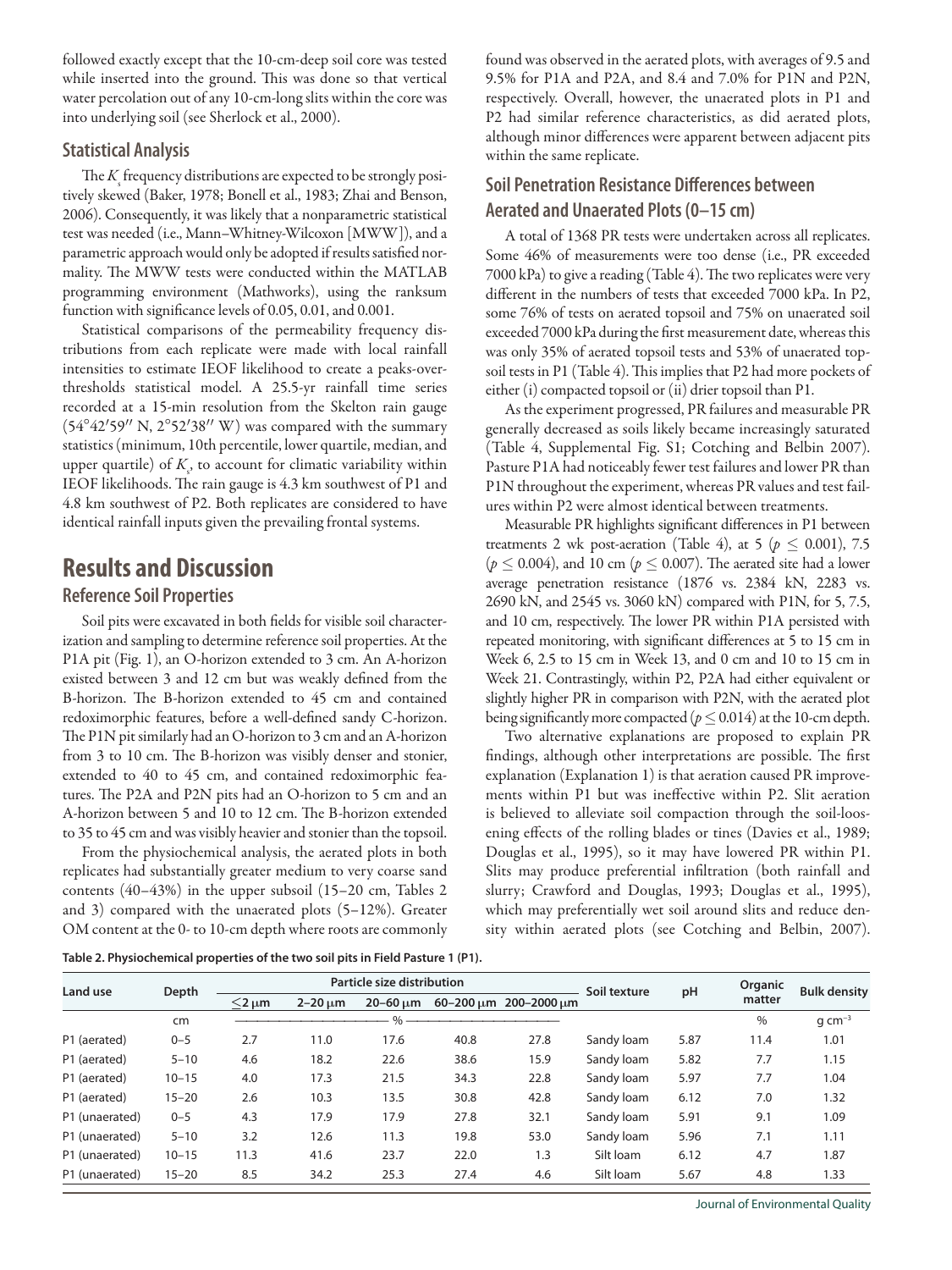followed exactly except that the 10-cm-deep soil core was tested while inserted into the ground. This was done so that vertical water percolation out of any 10-cm-long slits within the core was into underlying soil (see Sherlock et al., 2000).

### Statistical Analysis

The $K_s$ frequency distributions are expected to be strongly positively skewed (Baker, 1978; Bonell et al., 1983; Zhai and Benson, 2006). Consequently, it was likely that a nonparametric statistical test was needed (i.e., Mann–Whitney-Wilcoxon [MWW]), and a parametric approach would only be adopted if results satisfied normality. The MWW tests were conducted within the MATLAB programming environment (Mathworks), using the ranksum function with significance levels of 0.05, 0.01, and 0.001.

Statistical comparisons of the permeability frequency distributions from each replicate were made with local rainfall intensities to estimate IEOF likelihood to create a peaks-over-thresholds statistical model. A 25.5-yr rainfall time series recorded at a 15-min resolution from the Skelton rain gauge (54°42′59″ N, 2°52′38″ W) was compared with the summary statistics (minimum, 10th percentile, lower quartile, median, and upper quartile) of $K_s$, to account for climatic variability within IEOF likelihoods. The rain gauge is 4.3 km southwest of P1 and 4.8 km southwest of P2. Both replicates are considered to have identical rainfall inputs given the prevailing frontal systems.

## Results and Discussion

### Reference Soil Properties

Soil pits were excavated in both fields for visible soil characterization and sampling to determine reference soil properties. At the P1A pit (Fig. 1), an O-horizon extended to 3 cm. An A-horizon existed between 3 and 12 cm but was weakly defined from the B-horizon. The B-horizon extended to 45 cm and contained redoximorphic features, before a well-defined sandy C-horizon. The P1N pit similarly had an O-horizon to 3 cm and an A-horizon from 3 to 10 cm. The B-horizon was visibly denser and stonier, extended to 40 to 45 cm, and contained redoximorphic features. The P2A and P2N pits had an O-horizon to 5 cm and an A-horizon between 5 and 10 to 12 cm. The B-horizon extended to 35 to 45 cm and was visibly heavier and stonier than the topsoil.

From the physiochemical analysis, the aerated plots in both replicates had substantially greater medium to very coarse sand contents (40–43%) in the upper subsoil (15–20 cm, Tables 2 and 3) compared with the unaerated plots (5–12%). Greater OM content at the 0- to 10-cm depth where roots are commonly found was observed in the aerated plots, with averages of 9.5 and 9.5% for P1A and P2A, and 8.4 and 7.0% for P1N and P2N, respectively. Overall, however, the unaerated plots in P1 and P2 had similar reference characteristics, as did aerated plots, although minor differences were apparent between adjacent pits within the same replicate.

### Soil Penetration Resistance Differences between Aerated and Unaerated Plots (0–15 cm)

A total of 1368 PR tests were undertaken across all replicates. Some 46% of measurements were too dense (i.e., PR exceeded 7000 kPa) to give a reading (Table 4). The two replicates were very different in the numbers of tests that exceeded 7000 kPa. In P2, some 76% of tests on aerated topsoil and 75% on unaerated soil exceeded 7000 kPa during the first measurement date, whereas this was only 35% of aerated topsoil tests and 53% of unaerated topsoil tests in P1 (Table 4). This implies that P2 had more pockets of either (i) compacted topsoil or (ii) drier topsoil than P1.

As the experiment progressed, PR failures and measurable PR generally decreased as soils likely became increasingly saturated (Table 4, Supplemental Fig. S1; Cotching and Belbin 2007). Pasture P1A had noticeably fewer test failures and lower PR than P1N throughout the experiment, whereas PR values and test failures within P2 were almost identical between treatments.

Measurable PR highlights significant differences in P1 between treatments 2 wk post-aeration (Table 4), at 5 ($p \leq 0.001$), 7.5 ($p \leq 0.004$), and 10 cm ($p \leq 0.007$). The aerated site had a lower average penetration resistance (1876 vs. 2384 kN, 2283 vs. 2690 kN, and 2545 vs. 3060 kN) compared with P1N, for 5, 7.5, and 10 cm, respectively. The lower PR within P1A persisted with repeated monitoring, with significant differences at 5 to 15 cm in Week 6, 2.5 to 15 cm in Week 13, and 0 cm and 10 to 15 cm in Week 21. Contrastingly, within P2, P2A had either equivalent or slightly higher PR in comparison with P2N, with the aerated plot being significantly more compacted ($p \leq 0.014$) at the 10-cm depth.

Two alternative explanations are proposed to explain PR findings, although other interpretations are possible. The first explanation (Explanation 1) is that aeration caused PR improvements within P1 but was ineffective within P2. Slit aeration is believed to alleviate soil compaction through the soil-loosening effects of the rolling blades or tines (Davies et al., 1989; Douglas et al., 1995), so it may have lowered PR within P1. Slits may produce preferential infiltration (both rainfall and slurry; Crawford and Douglas, 1993; Douglas et al., 1995), which may preferentially wet soil around slits and reduce density within aerated plots (see Cotching and Belbin, 2007).

**Table 2. Physiochemical properties of the two soil pits in Field Pasture 1 (P1).**

| Land use | Depth | Particle size distribution | | | | | Soil texture | pH | Organic matter | Bulk density |
|---|---|---|---|---|---|---|---|---|---|---|
| | | ≤2 μm | 2–20 μm | 20–60 μm | 60–200 μm | 200–2000 μm | | | | |
| | cm | % | | | | | | | % | g cm$^{-3}$ |
| P1 (aerated) | 0–5 | 2.7 | 11.0 | 17.6 | 40.8 | 27.8 | Sandy loam | 5.87 | 11.4 | 1.01 |
| P1 (aerated) | 5–10 | 4.6 | 18.2 | 22.6 | 38.6 | 15.9 | Sandy loam | 5.82 | 7.7 | 1.15 |
| P1 (aerated) | 10–15 | 4.0 | 17.3 | 21.5 | 34.3 | 22.8 | Sandy loam | 5.97 | 7.7 | 1.04 |
| P1 (aerated) | 15–20 | 2.6 | 10.3 | 13.5 | 30.8 | 42.8 | Sandy loam | 6.12 | 7.0 | 1.32 |
| P1 (unaerated) | 0–5 | 4.3 | 17.9 | 17.9 | 27.8 | 32.1 | Sandy loam | 5.91 | 9.1 | 1.09 |
| P1 (unaerated) | 5–10 | 3.2 | 12.6 | 11.3 | 19.8 | 53.0 | Sandy loam | 5.96 | 7.1 | 1.11 |
| P1 (unaerated) | 10–15 | 11.3 | 41.6 | 23.7 | 22.0 | 1.3 | Silt loam | 6.12 | 4.7 | 1.87 |
| P1 (unaerated) | 15–20 | 8.5 | 34.2 | 25.3 | 27.4 | 4.6 | Silt loam | 5.67 | 4.8 | 1.33 |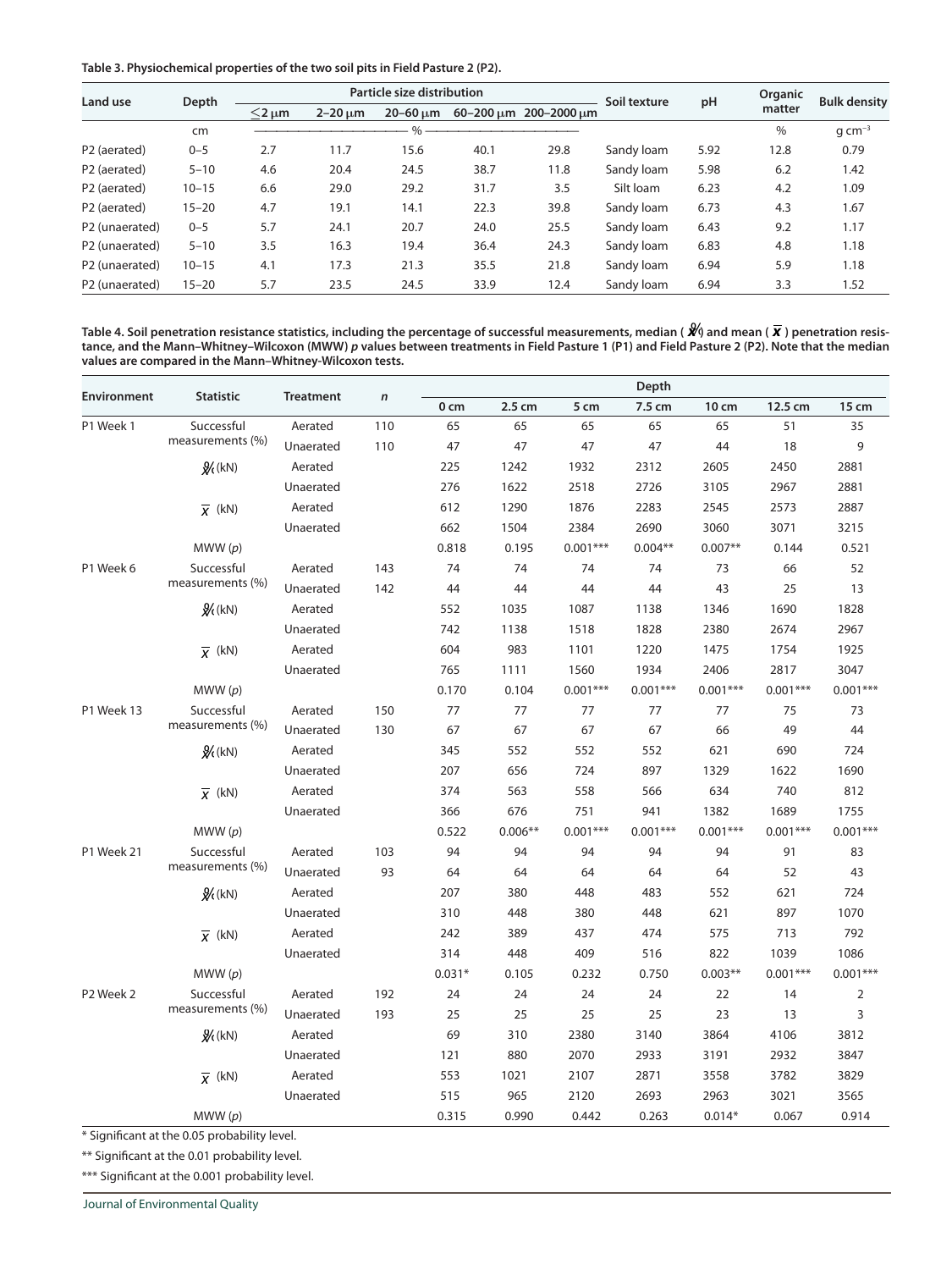**Table 3. Physiochemical properties of the two soil pits in Field Pasture 2 (P2).**

| Land use | Depth | Particle size distribution | | | | | Soil texture | pH | Organic matter | Bulk density |
|---|---|---|---|---|---|---|---|---|---|---|
| | | ≤2 μm | 2–20 μm | 20–60 μm | 60–200 μm | 200–2000 μm | | | | |
| | cm | % | | | | | | | % | g cm$^{-3}$ |
| P2 (aerated) | 0–5 | 2.7 | 11.7 | 15.6 | 40.1 | 29.8 | Sandy loam | 5.92 | 12.8 | 0.79 |
| P2 (aerated) | 5–10 | 4.6 | 20.4 | 24.5 | 38.7 | 11.8 | Sandy loam | 5.98 | 6.2 | 1.42 |
| P2 (aerated) | 10–15 | 6.6 | 29.0 | 29.2 | 31.7 | 3.5 | Silt loam | 6.23 | 4.2 | 1.09 |
| P2 (aerated) | 15–20 | 4.7 | 19.1 | 14.1 | 22.3 | 39.8 | Sandy loam | 6.73 | 4.3 | 1.67 |
| P2 (unaerated) | 0–5 | 5.7 | 24.1 | 20.7 | 24.0 | 25.5 | Sandy loam | 6.43 | 9.2 | 1.17 |
| P2 (unaerated) | 5–10 | 3.5 | 16.3 | 19.4 | 36.4 | 24.3 | Sandy loam | 6.83 | 4.8 | 1.18 |
| P2 (unaerated) | 10–15 | 4.1 | 17.3 | 21.3 | 35.5 | 21.8 | Sandy loam | 6.94 | 5.9 | 1.18 |
| P2 (unaerated) | 15–20 | 5.7 | 23.5 | 24.5 | 33.9 | 12.4 | Sandy loam | 6.94 | 3.3 | 1.52 |

**Table 4. Soil penetration resistance statistics, including the percentage of successful measurements, median ($\tilde{x}$) and mean ($\bar{x}$) penetration resistance, and the Mann–Whitney–Wilcoxon (MWW) *p* values between treatments in Field Pasture 1 (P1) and Field Pasture 2 (P2). Note that the median values are compared in the Mann–Whitney-Wilcoxon tests.**

| Environment | Statistic | Treatment | *n* | Depth | | | | | | |
|---|---|---|---|---|---|---|---|---|---|---|
| | | | | 0 cm | 2.5 cm | 5 cm | 7.5 cm | 10 cm | 12.5 cm | 15 cm |
| P1 Week 1 | Successful measurements (%) | Aerated | 110 | 65 | 65 | 65 | 65 | 65 | 51 | 35 |
| | | Unaerated | 110 | 47 | 47 | 47 | 47 | 44 | 18 | 9 |
| | $\tilde{x}$ (kN) | Aerated | | 225 | 1242 | 1932 | 2312 | 2605 | 2450 | 2881 |
| | | Unaerated | | 276 | 1622 | 2518 | 2726 | 3105 | 2967 | 2881 |
| | $\bar{x}$ (kN) | Aerated | | 612 | 1290 | 1876 | 2283 | 2545 | 2573 | 2887 |
| | | Unaerated | | 662 | 1504 | 2384 | 2690 | 3060 | 3071 | 3215 |
| | MWW (*p*) | | | 0.818 | 0.195 | 0.001*** | 0.004** | 0.007** | 0.144 | 0.521 |
| P1 Week 6 | Successful measurements (%) | Aerated | 143 | 74 | 74 | 74 | 74 | 73 | 66 | 52 |
| | | Unaerated | 142 | 44 | 44 | 44 | 44 | 43 | 25 | 13 |
| | $\tilde{x}$ (kN) | Aerated | | 552 | 1035 | 1087 | 1138 | 1346 | 1690 | 1828 |
| | | Unaerated | | 742 | 1138 | 1518 | 1828 | 2380 | 2674 | 2967 |
| | $\bar{x}$ (kN) | Aerated | | 604 | 983 | 1101 | 1220 | 1475 | 1754 | 1925 |
| | | Unaerated | | 765 | 1111 | 1560 | 1934 | 2406 | 2817 | 3047 |
| | MWW (*p*) | | | 0.170 | 0.104 | 0.001*** | 0.001*** | 0.001*** | 0.001*** | 0.001*** |
| P1 Week 13 | Successful measurements (%) | Aerated | 150 | 77 | 77 | 77 | 77 | 77 | 75 | 73 |
| | | Unaerated | 130 | 67 | 67 | 67 | 67 | 66 | 49 | 44 |
| | $\tilde{x}$ (kN) | Aerated | | 345 | 552 | 552 | 552 | 621 | 690 | 724 |
| | | Unaerated | | 207 | 656 | 724 | 897 | 1329 | 1622 | 1690 |
| | $\bar{x}$ (kN) | Aerated | | 374 | 563 | 558 | 566 | 634 | 740 | 812 |
| | | Unaerated | | 366 | 676 | 751 | 941 | 1382 | 1689 | 1755 |
| | MWW (*p*) | | | 0.522 | 0.006** | 0.001*** | 0.001*** | 0.001*** | 0.001*** | 0.001*** |
| P1 Week 21 | Successful measurements (%) | Aerated | 103 | 94 | 94 | 94 | 94 | 94 | 91 | 83 |
| | | Unaerated | 93 | 64 | 64 | 64 | 64 | 64 | 52 | 43 |
| | $\tilde{x}$ (kN) | Aerated | | 207 | 380 | 448 | 483 | 552 | 621 | 724 |
| | | Unaerated | | 310 | 448 | 380 | 448 | 621 | 897 | 1070 |
| | $\bar{x}$ (kN) | Aerated | | 242 | 389 | 437 | 474 | 575 | 713 | 792 |
| | | Unaerated | | 314 | 448 | 409 | 516 | 822 | 1039 | 1086 |
| | MWW (*p*) | | | 0.031* | 0.105 | 0.232 | 0.750 | 0.003** | 0.001*** | 0.001*** |
| P2 Week 2 | Successful measurements (%) | Aerated | 192 | 24 | 24 | 24 | 24 | 22 | 14 | 2 |
| | | Unaerated | 193 | 25 | 25 | 25 | 25 | 23 | 13 | 3 |
| | $\tilde{x}$ (kN) | Aerated | | 69 | 310 | 2380 | 3140 | 3864 | 4106 | 3812 |
| | | Unaerated | | 121 | 880 | 2070 | 2933 | 3191 | 2932 | 3847 |
| | $\bar{x}$ (kN) | Aerated | | 553 | 1021 | 2107 | 2871 | 3558 | 3782 | 3829 |
| | | Unaerated | | 515 | 965 | 2120 | 2693 | 2963 | 3021 | 3565 |
| | MWW (*p*) | | | 0.315 | 0.990 | 0.442 | 0.263 | 0.014* | 0.067 | 0.914 |

* Significant at the 0.05 probability level.

** Significant at the 0.01 probability level.

*** Significant at the 0.001 probability level.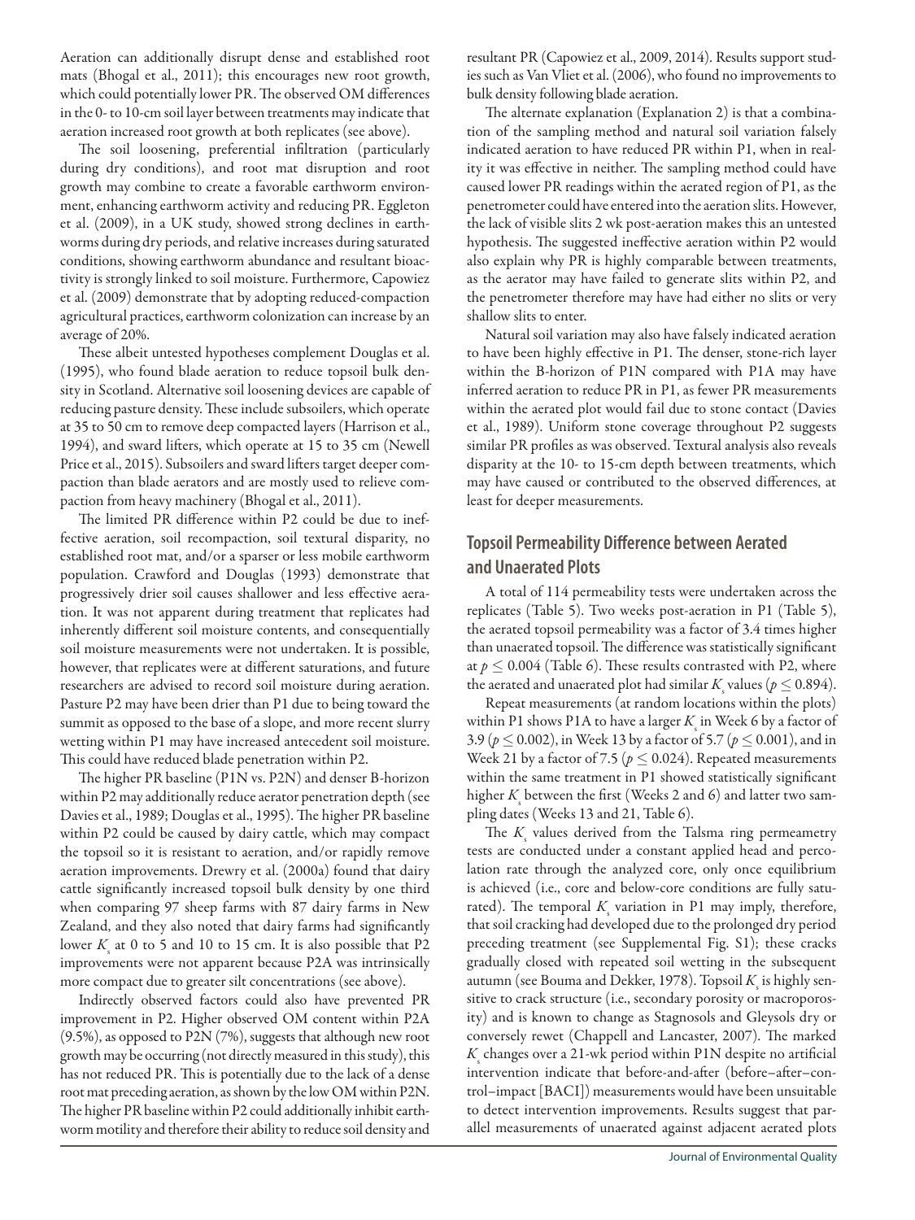Aeration can additionally disrupt dense and established root mats (Bhogal et al., 2011); this encourages new root growth, which could potentially lower PR. The observed OM differences in the 0- to 10-cm soil layer between treatments may indicate that aeration increased root growth at both replicates (see above).

The soil loosening, preferential infiltration (particularly during dry conditions), and root mat disruption and root growth may combine to create a favorable earthworm environment, enhancing earthworm activity and reducing PR. Eggleton et al. (2009), in a UK study, showed strong declines in earthworms during dry periods, and relative increases during saturated conditions, showing earthworm abundance and resultant bioactivity is strongly linked to soil moisture. Furthermore, Capowiez et al. (2009) demonstrate that by adopting reduced-compaction agricultural practices, earthworm colonization can increase by an average of 20%.

These albeit untested hypotheses complement Douglas et al. (1995), who found blade aeration to reduce topsoil bulk density in Scotland. Alternative soil loosening devices are capable of reducing pasture density. These include subsoilers, which operate at 35 to 50 cm to remove deep compacted layers (Harrison et al., 1994), and sward lifters, which operate at 15 to 35 cm (Newell Price et al., 2015). Subsoilers and sward lifters target deeper compaction than blade aerators and are mostly used to relieve compaction from heavy machinery (Bhogal et al., 2011).

The limited PR difference within P2 could be due to ineffective aeration, soil recompaction, soil textural disparity, no established root mat, and/or a sparser or less mobile earthworm population. Crawford and Douglas (1993) demonstrate that progressively drier soil causes shallower and less effective aeration. It was not apparent during treatment that replicates had inherently different soil moisture contents, and consequentially soil moisture measurements were not undertaken. It is possible, however, that replicates were at different saturations, and future researchers are advised to record soil moisture during aeration. Pasture P2 may have been drier than P1 due to being toward the summit as opposed to the base of a slope, and more recent slurry wetting within P1 may have increased antecedent soil moisture. This could have reduced blade penetration within P2.

The higher PR baseline (P1N vs. P2N) and denser B-horizon within P2 may additionally reduce aerator penetration depth (see Davies et al., 1989; Douglas et al., 1995). The higher PR baseline within P2 could be caused by dairy cattle, which may compact the topsoil so it is resistant to aeration, and/or rapidly remove aeration improvements. Drewry et al. (2000a) found that dairy cattle significantly increased topsoil bulk density by one third when comparing 97 sheep farms with 87 dairy farms in New Zealand, and they also noted that dairy farms had significantly lower $K_s$ at 0 to 5 and 10 to 15 cm. It is also possible that P2 improvements were not apparent because P2A was intrinsically more compact due to greater silt concentrations (see above).

Indirectly observed factors could also have prevented PR improvement in P2. Higher observed OM content within P2A (9.5%), as opposed to P2N (7%), suggests that although new root growth may be occurring (not directly measured in this study), this has not reduced PR. This is potentially due to the lack of a dense root mat preceding aeration, as shown by the low OM within P2N. The higher PR baseline within P2 could additionally inhibit earthworm motility and therefore their ability to reduce soil density and resultant PR (Capowiez et al., 2009, 2014). Results support studies such as Van Vliet et al. (2006), who found no improvements to bulk density following blade aeration.

The alternate explanation (Explanation 2) is that a combination of the sampling method and natural soil variation falsely indicated aeration to have reduced PR within P1, when in reality it was effective in neither. The sampling method could have caused lower PR readings within the aerated region of P1, as the penetrometer could have entered into the aeration slits. However, the lack of visible slits 2 wk post-aeration makes this an untested hypothesis. The suggested ineffective aeration within P2 would also explain why PR is highly comparable between treatments, as the aerator may have failed to generate slits within P2, and the penetrometer therefore may have had either no slits or very shallow slits to enter.

Natural soil variation may also have falsely indicated aeration to have been highly effective in P1. The denser, stone-rich layer within the B-horizon of P1N compared with P1A may have inferred aeration to reduce PR in P1, as fewer PR measurements within the aerated plot would fail due to stone contact (Davies et al., 1989). Uniform stone coverage throughout P2 suggests similar PR profiles as was observed. Textural analysis also reveals disparity at the 10- to 15-cm depth between treatments, which may have caused or contributed to the observed differences, at least for deeper measurements.

## Topsoil Permeability Difference between Aerated and Unaerated Plots

A total of 114 permeability tests were undertaken across the replicates (Table 5). Two weeks post-aeration in P1 (Table 5), the aerated topsoil permeability was a factor of 3.4 times higher than unaerated topsoil. The difference was statistically significant at $p \leq 0.004$ (Table 6). These results contrasted with P2, where the aerated and unaerated plot had similar $K_s$ values ($p \leq 0.894$).

Repeat measurements (at random locations within the plots) within P1 shows P1A to have a larger $K_s$ in Week 6 by a factor of 3.9 ($p \leq 0.002$), in Week 13 by a factor of 5.7 ($p \leq 0.001$), and in Week 21 by a factor of 7.5 ($p \leq 0.024$). Repeated measurements within the same treatment in P1 showed statistically significant higher $K_s$ between the first (Weeks 2 and 6) and latter two sampling dates (Weeks 13 and 21, Table 6).

The $K_s$ values derived from the Talsma ring permeametry tests are conducted under a constant applied head and percolation rate through the analyzed core, only once equilibrium is achieved (i.e., core and below-core conditions are fully saturated). The temporal $K_s$ variation in P1 may imply, therefore, that soil cracking had developed due to the prolonged dry period preceding treatment (see Supplemental Fig. S1); these cracks gradually closed with repeated soil wetting in the subsequent autumn (see Bouma and Dekker, 1978). Topsoil $K_s$ is highly sensitive to crack structure (i.e., secondary porosity or macroporosity) and is known to change as Stagnosols and Gleysols dry or conversely rewet (Chappell and Lancaster, 2007). The marked $K_s$ changes over a 21-wk period within P1N despite no artificial intervention indicate that before-and-after (before–after–control–impact [BACI]) measurements would have been unsuitable to detect intervention improvements. Results suggest that parallel measurements of unaerated against adjacent aerated plots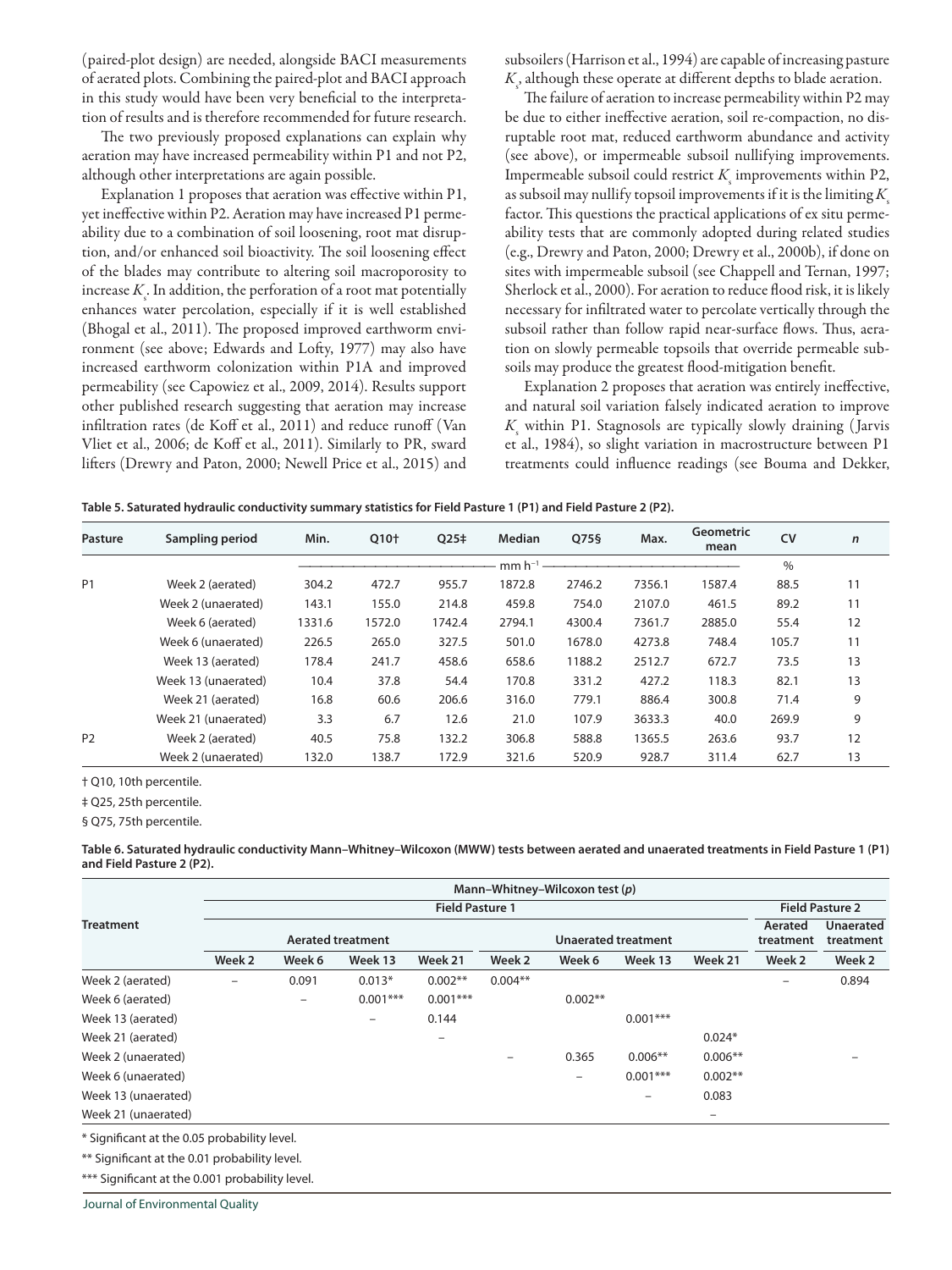(paired-plot design) are needed, alongside BACI measurements of aerated plots. Combining the paired-plot and BACI approach in this study would have been very beneficial to the interpretation of results and is therefore recommended for future research.

The two previously proposed explanations can explain why aeration may have increased permeability within P1 and not P2, although other interpretations are again possible.

Explanation 1 proposes that aeration was effective within P1, yet ineffective within P2. Aeration may have increased P1 permeability due to a combination of soil loosening, root mat disruption, and/or enhanced soil bioactivity. The soil loosening effect of the blades may contribute to altering soil macroporosity to increase $K_s$. In addition, the perforation of a root mat potentially enhances water percolation, especially if it is well established (Bhogal et al., 2011). The proposed improved earthworm environment (see above; Edwards and Lofty, 1977) may also have increased earthworm colonization within P1A and improved permeability (see Capowiez et al., 2009, 2014). Results support other published research suggesting that aeration may increase infiltration rates (de Koff et al., 2011) and reduce runoff (Van Vliet et al., 2006; de Koff et al., 2011). Similarly to PR, sward lifters (Drewry and Paton, 2000; Newell Price et al., 2015) and subsoilers (Harrison et al., 1994) are capable of increasing pasture $K_s$, although these operate at different depths to blade aeration.

The failure of aeration to increase permeability within P2 may be due to either ineffective aeration, soil re-compaction, no disruptable root mat, reduced earthworm abundance and activity (see above), or impermeable subsoil nullifying improvements. Impermeable subsoil could restrict $K_s$ improvements within P2, as subsoil may nullify topsoil improvements if it is the limiting $K_s$ factor. This questions the practical applications of ex situ permeability tests that are commonly adopted during related studies (e.g., Drewry and Paton, 2000; Drewry et al., 2000b), if done on sites with impermeable subsoil (see Chappell and Ternan, 1997; Sherlock et al., 2000). For aeration to reduce flood risk, it is likely necessary for infiltrated water to percolate vertically through the subsoil rather than follow rapid near-surface flows. Thus, aeration on slowly permeable topsoils that override permeable subsoils may produce the greatest flood-mitigation benefit.

Explanation 2 proposes that aeration was entirely ineffective, and natural soil variation falsely indicated aeration to improve $K_s$ within P1. Stagnosols are typically slowly draining (Jarvis et al., 1984), so slight variation in macrostructure between P1 treatments could influence readings (see Bouma and Dekker,

**Table 5. Saturated hydraulic conductivity summary statistics for Field Pasture 1 (P1) and Field Pasture 2 (P2).**

| Pasture | Sampling period | Min. | Q10† | Q25‡ | Median | Q75§ | Max. | Geometric mean | CV | $n$ |
|---|---|---|---|---|---|---|---|---|---|---|
| | | mm h$^{-1}$ | | | | | | | % | |
| P1 | Week 2 (aerated) | 304.2 | 472.7 | 955.7 | 1872.8 | 2746.2 | 7356.1 | 1587.4 | 88.5 | 11 |
| | Week 2 (unaerated) | 143.1 | 155.0 | 214.8 | 459.8 | 754.0 | 2107.0 | 461.5 | 89.2 | 11 |
| | Week 6 (aerated) | 1331.6 | 1572.0 | 1742.4 | 2794.1 | 4300.4 | 7361.7 | 2885.0 | 55.4 | 12 |
| | Week 6 (unaerated) | 226.5 | 265.0 | 327.5 | 501.0 | 1678.0 | 4273.8 | 748.4 | 105.7 | 11 |
| | Week 13 (aerated) | 178.4 | 241.7 | 458.6 | 658.6 | 1188.2 | 2512.7 | 672.7 | 73.5 | 13 |
| | Week 13 (unaerated) | 10.4 | 37.8 | 54.4 | 170.8 | 331.2 | 427.2 | 118.3 | 82.1 | 13 |
| | Week 21 (aerated) | 16.8 | 60.6 | 206.6 | 316.0 | 779.1 | 886.4 | 300.8 | 71.4 | 9 |
| | Week 21 (unaerated) | 3.3 | 6.7 | 12.6 | 21.0 | 107.9 | 3633.3 | 40.0 | 269.9 | 9 |
| P2 | Week 2 (aerated) | 40.5 | 75.8 | 132.2 | 306.8 | 588.8 | 1365.5 | 263.6 | 93.7 | 12 |
| | Week 2 (unaerated) | 132.0 | 138.7 | 172.9 | 321.6 | 520.9 | 928.7 | 311.4 | 62.7 | 13 |

† Q10, 10th percentile.

‡ Q25, 25th percentile.

§ Q75, 75th percentile.

**Table 6. Saturated hydraulic conductivity Mann–Whitney–Wilcoxon (MWW) tests between aerated and unaerated treatments in Field Pasture 1 (P1) and Field Pasture 2 (P2).**

| Treatment | Mann–Whitney–Wilcoxon test ($p$) | | | | | | | | | |
|---|---|---|---|---|---|---|---|---|---|---|
| | Field Pasture 1 | | | | | | | | Field Pasture 2 | |
| | Aerated treatment | | | | Unaerated treatment | | | | Aerated treatment | Unaerated treatment |
| | Week 2 | Week 6 | Week 13 | Week 21 | Week 2 | Week 6 | Week 13 | Week 21 | Week 2 | Week 2 |
| Week 2 (aerated) | – | 0.091 | 0.013* | 0.002** | 0.004** | | | | – | 0.894 |
| Week 6 (aerated) | | – | 0.001*** | 0.001*** | | 0.002** | | | | |
| Week 13 (aerated) | | | – | 0.144 | | | 0.001*** | | | |
| Week 21 (aerated) | | | | – | | | | 0.024* | | |
| Week 2 (unaerated) | | | | | – | 0.365 | 0.006** | 0.006** | | – |
| Week 6 (unaerated) | | | | | | – | 0.001*** | 0.002** | | |
| Week 13 (unaerated) | | | | | | | – | 0.083 | | |
| Week 21 (unaerated) | | | | | | | | – | | |

* Significant at the 0.05 probability level.

** Significant at the 0.01 probability level.

*** Significant at the 0.001 probability level.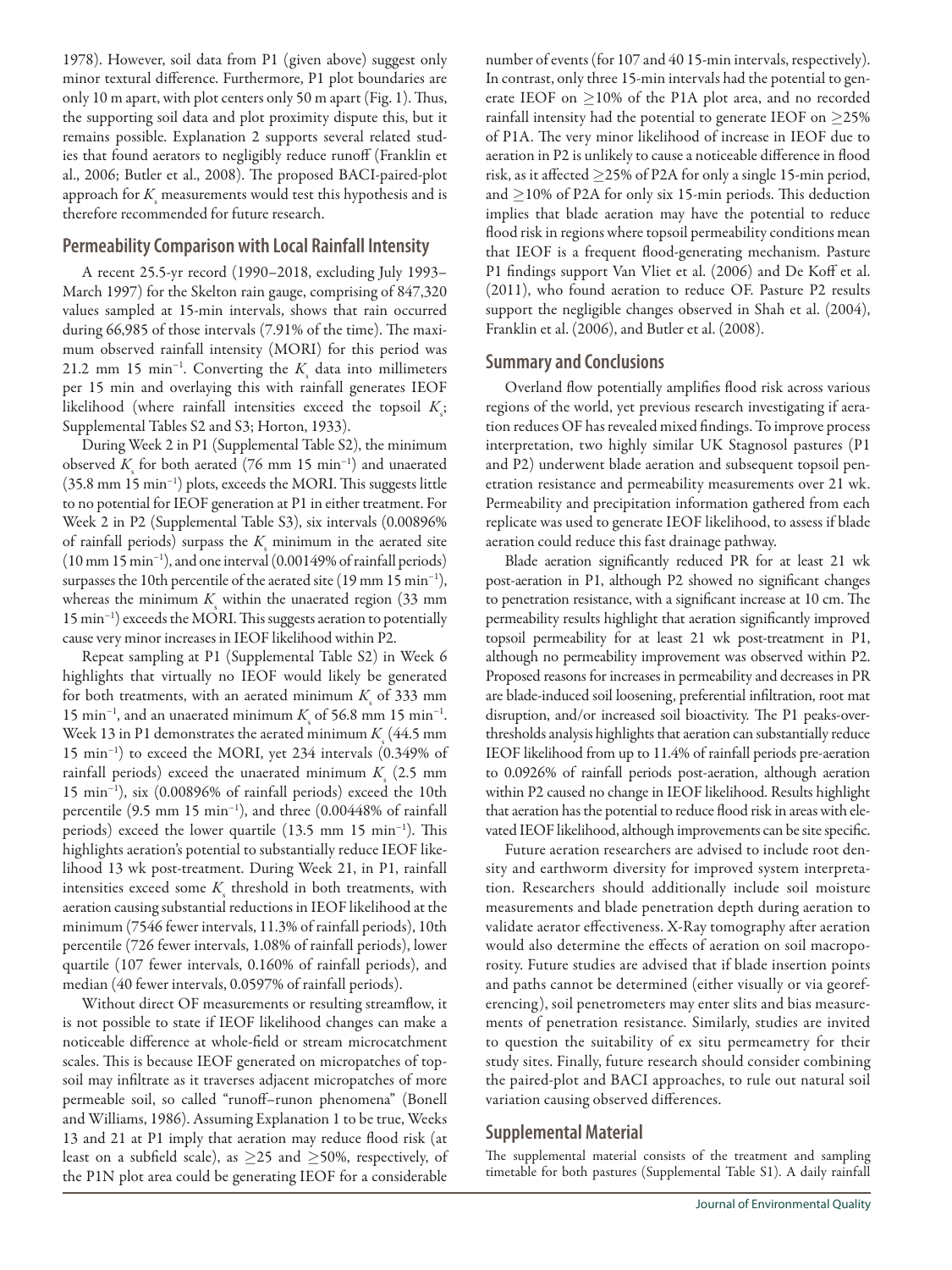1978). However, soil data from P1 (given above) suggest only minor textural difference. Furthermore, P1 plot boundaries are only 10 m apart, with plot centers only 50 m apart (Fig. 1). Thus, the supporting soil data and plot proximity dispute this, but it remains possible. Explanation 2 supports several related studies that found aerators to negligibly reduce runoff (Franklin et al., 2006; Butler et al., 2008). The proposed BACI-paired-plot approach for $K_s$ measurements would test this hypothesis and is therefore recommended for future research.

## Permeability Comparison with Local Rainfall Intensity

A recent 25.5-yr record (1990–2018, excluding July 1993–March 1997) for the Skelton rain gauge, comprising of 847,320 values sampled at 15-min intervals, shows that rain occurred during 66,985 of those intervals (7.91% of the time). The maximum observed rainfall intensity (MORI) for this period was 21.2 mm 15 min$^{-1}$. Converting the $K_s$ data into millimeters per 15 min and overlaying this with rainfall generates IEOF likelihood (where rainfall intensities exceed the topsoil $K_s$; Supplemental Tables S2 and S3; Horton, 1933).

During Week 2 in P1 (Supplemental Table S2), the minimum observed $K_s$ for both aerated (76 mm 15 min$^{-1}$) and unaerated (35.8 mm 15 min$^{-1}$) plots, exceeds the MORI. This suggests little to no potential for IEOF generation at P1 in either treatment. For Week 2 in P2 (Supplemental Table S3), six intervals (0.00896% of rainfall periods) surpass the $K_s$ minimum in the aerated site (10 mm 15 min$^{-1}$), and one interval (0.00149% of rainfall periods) surpasses the 10th percentile of the aerated site (19 mm 15 min$^{-1}$), whereas the minimum $K_s$ within the unaerated region (33 mm 15 min$^{-1}$) exceeds the MORI. This suggests aeration to potentially cause very minor increases in IEOF likelihood within P2.

Repeat sampling at P1 (Supplemental Table S2) in Week 6 highlights that virtually no IEOF would likely be generated for both treatments, with an aerated minimum $K_s$ of 333 mm 15 min$^{-1}$, and an unaerated minimum $K_s$ of 56.8 mm 15 min$^{-1}$. Week 13 in P1 demonstrates the aerated minimum $K_s$ (44.5 mm 15 min$^{-1}$) to exceed the MORI, yet 234 intervals (0.349% of rainfall periods) exceed the unaerated minimum $K_s$ (2.5 mm 15 min$^{-1}$), six (0.00896% of rainfall periods) exceed the 10th percentile (9.5 mm 15 min$^{-1}$), and three (0.00448% of rainfall periods) exceed the lower quartile (13.5 mm 15 min$^{-1}$). This highlights aeration's potential to substantially reduce IEOF likelihood 13 wk post-treatment. During Week 21, in P1, rainfall intensities exceed some $K_s$ threshold in both treatments, with aeration causing substantial reductions in IEOF likelihood at the minimum (7546 fewer intervals, 11.3% of rainfall periods), 10th percentile (726 fewer intervals, 1.08% of rainfall periods), lower quartile (107 fewer intervals, 0.160% of rainfall periods), and median (40 fewer intervals, 0.0597% of rainfall periods).

Without direct OF measurements or resulting streamflow, it is not possible to state if IEOF likelihood changes can make a noticeable difference at whole-field or stream microcatchment scales. This is because IEOF generated on micropatches of topsoil may infiltrate as it traverses adjacent micropatches of more permeable soil, so called "runoff–runon phenomena" (Bonell and Williams, 1986). Assuming Explanation 1 to be true, Weeks 13 and 21 at P1 imply that aeration may reduce flood risk (at least on a subfield scale), as ≥25 and ≥50%, respectively, of the P1N plot area could be generating IEOF for a considerable number of events (for 107 and 40 15-min intervals, respectively). In contrast, only three 15-min intervals had the potential to generate IEOF on ≥10% of the P1A plot area, and no recorded rainfall intensity had the potential to generate IEOF on ≥25% of P1A. The very minor likelihood of increase in IEOF due to aeration in P2 is unlikely to cause a noticeable difference in flood risk, as it affected ≥25% of P2A for only a single 15-min period, and ≥10% of P2A for only six 15-min periods. This deduction implies that blade aeration may have the potential to reduce flood risk in regions where topsoil permeability conditions mean that IEOF is a frequent flood-generating mechanism. Pasture P1 findings support Van Vliet et al. (2006) and De Koff et al. (2011), who found aeration to reduce OF. Pasture P2 results support the negligible changes observed in Shah et al. (2004), Franklin et al. (2006), and Butler et al. (2008).

## Summary and Conclusions

Overland flow potentially amplifies flood risk across various regions of the world, yet previous research investigating if aeration reduces OF has revealed mixed findings. To improve process interpretation, two highly similar UK Stagnosol pastures (P1 and P2) underwent blade aeration and subsequent topsoil penetration resistance and permeability measurements over 21 wk. Permeability and precipitation information gathered from each replicate was used to generate IEOF likelihood, to assess if blade aeration could reduce this fast drainage pathway.

Blade aeration significantly reduced PR for at least 21 wk post-aeration in P1, although P2 showed no significant changes to penetration resistance, with a significant increase at 10 cm. The permeability results highlight that aeration significantly improved topsoil permeability for at least 21 wk post-treatment in P1, although no permeability improvement was observed within P2. Proposed reasons for increases in permeability and decreases in PR are blade-induced soil loosening, preferential infiltration, root mat disruption, and/or increased soil bioactivity. The P1 peaks-over-thresholds analysis highlights that aeration can substantially reduce IEOF likelihood from up to 11.4% of rainfall periods pre-aeration to 0.0926% of rainfall periods post-aeration, although aeration within P2 caused no change in IEOF likelihood. Results highlight that aeration has the potential to reduce flood risk in areas with elevated IEOF likelihood, although improvements can be site specific.

Future aeration researchers are advised to include root density and earthworm diversity for improved system interpretation. Researchers should additionally include soil moisture measurements and blade penetration depth during aeration to validate aerator effectiveness. X-Ray tomography after aeration would also determine the effects of aeration on soil macroporosity. Future studies are advised that if blade insertion points and paths cannot be determined (either visually or via georeferencing), soil penetrometers may enter slits and bias measurements of penetration resistance. Similarly, studies are invited to question the suitability of ex situ permeametry for their study sites. Finally, future research should consider combining the paired-plot and BACI approaches, to rule out natural soil variation causing observed differences.

## Supplemental Material

The supplemental material consists of the treatment and sampling timetable for both pastures (Supplemental Table S1). A daily rainfall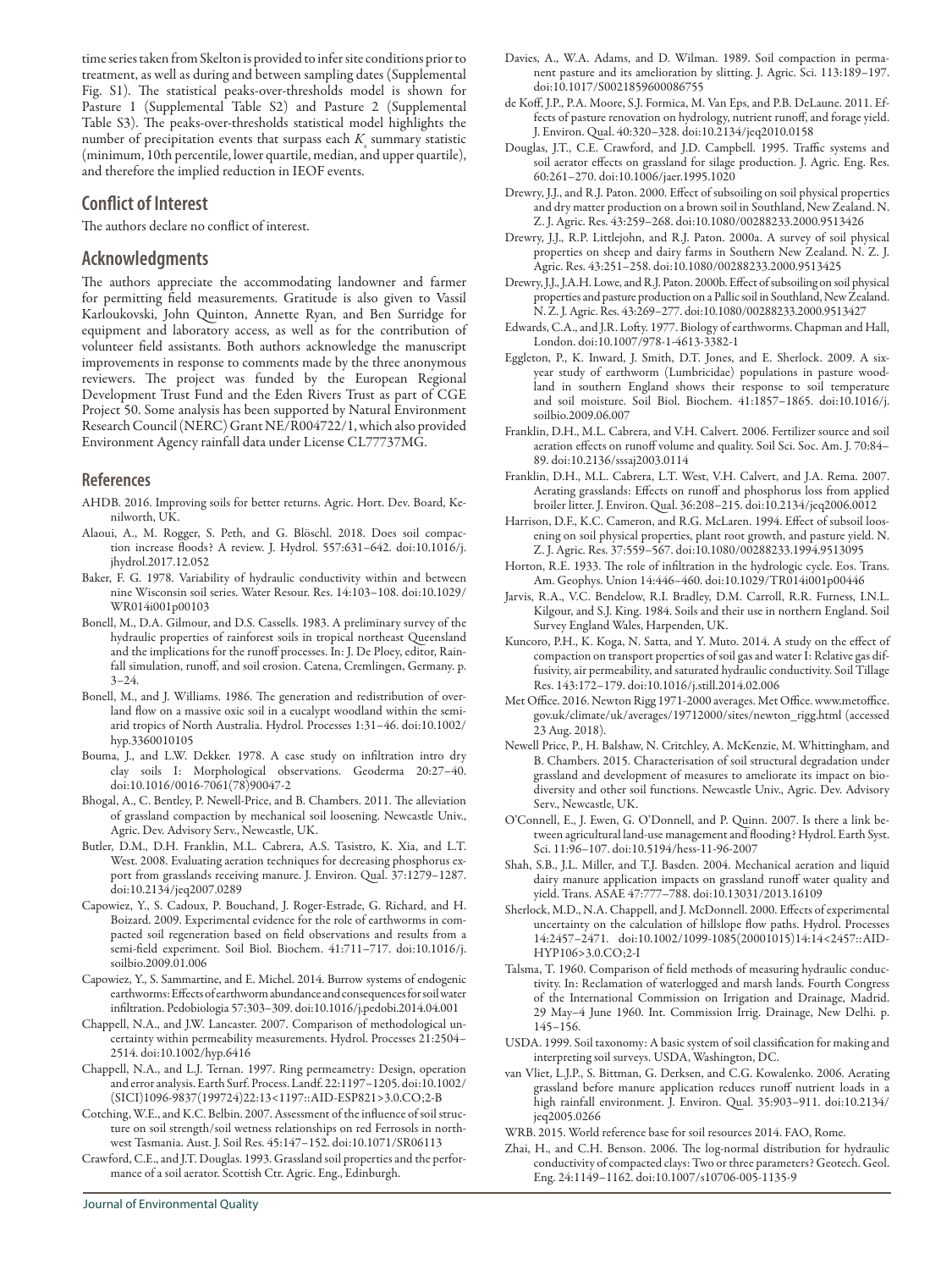time series taken from Skelton is provided to infer site conditions prior to treatment, as well as during and between sampling dates (Supplemental Fig. S1). The statistical peaks-over-thresholds model is shown for Pasture 1 (Supplemental Table S2) and Pasture 2 (Supplemental Table S3). The peaks-over-thresholds statistical model highlights the number of precipitation events that surpass each $K_s$ summary statistic (minimum, 10th percentile, lower quartile, median, and upper quartile), and therefore the implied reduction in IEOF events.

## Conflict of Interest

The authors declare no conflict of interest.

## Acknowledgments

The authors appreciate the accommodating landowner and farmer for permitting field measurements. Gratitude is also given to Vassil Karloukovski, John Quinton, Annette Ryan, and Ben Surridge for equipment and laboratory access, as well as for the contribution of volunteer field assistants. Both authors acknowledge the manuscript improvements in response to comments made by the three anonymous reviewers. The project was funded by the European Regional Development Trust Fund and the Eden Rivers Trust as part of CGE Project 50. Some analysis has been supported by Natural Environment Research Council (NERC) Grant NE/R004722/1, which also provided Environment Agency rainfall data under License CL77737MG.

## References

AHDB. 2016. Improving soils for better returns. Agric. Hort. Dev. Board, Kenilworth, UK.

Alaoui, A., M. Rogger, S. Peth, and G. Blöschl. 2018. Does soil compaction increase floods? A review. J. Hydrol. 557:631–642. doi:10.1016/j.jhydrol.2017.12.052

Baker, F. G. 1978. Variability of hydraulic conductivity within and between nine Wisconsin soil series. Water Resour. Res. 14:103–108. doi:10.1029/WR014i001p00103

Bonell, M., D.A. Gilmour, and D.S. Cassells. 1983. A preliminary survey of the hydraulic properties of rainforest soils in tropical northeast Queensland and the implications for the runoff processes. In: J. De Ploey, editor, Rainfall simulation, runoff, and soil erosion. Catena, Cremlingen, Germany. p. 3–24.

Bonell, M., and J. Williams. 1986. The generation and redistribution of overland flow on a massive oxic soil in a eucalypt woodland within the semi-arid tropics of North Australia. Hydrol. Processes 1:31–46. doi:10.1002/hyp.3360010105

Bouma, J., and L.W. Dekker. 1978. A case study on infiltration intro dry clay soils I: Morphological observations. Geoderma 20:27–40. doi:10.1016/0016-7061(78)90047-2

Bhogal, A., C. Bentley, P. Newell-Price, and B. Chambers. 2011. The alleviation of grassland compaction by mechanical soil loosening. Newcastle Univ., Agric. Dev. Advisory Serv., Newcastle, UK.

Butler, D.M., D.H. Franklin, M.L. Cabrera, A.S. Tasistro, K. Xia, and L.T. West. 2008. Evaluating aeration techniques for decreasing phosphorus export from grasslands receiving manure. J. Environ. Qual. 37:1279–1287. doi:10.2134/jeq2007.0289

Capowiez, Y., S. Cadoux, P. Bouchand, J. Roger-Estrade, G. Richard, and H. Boizard. 2009. Experimental evidence for the role of earthworms in compacted soil regeneration based on field observations and results from a semi-field experiment. Soil Biol. Biochem. 41:711–717. doi:10.1016/j.soilbio.2009.01.006

Capowiez, Y., S. Sammartine, and E. Michel. 2014. Burrow systems of endogenic earthworms: Effects of earthworm abundance and consequences for soil water infiltration. Pedobiologia 57:303–309. doi:10.1016/j.pedobi.2014.04.001

Chappell, N.A., and J.W. Lancaster. 2007. Comparison of methodological uncertainty within permeability measurements. Hydrol. Processes 21:2504–2514. doi:10.1002/hyp.6416

Chappell, N.A., and L.J. Ternan. 1997. Ring permeametry: Design, operation and error analysis. Earth Surf. Process. Landf. 22:1197–1205. doi:10.1002/(SICI)1096-9837(199724)22:13<1197::AID-ESP821>3.0.CO;2-B

Cotching, W.E., and K.C. Belbin. 2007. Assessment of the influence of soil structure on soil strength/soil wetness relationships on red Ferrosols in northwest Tasmania. Aust. J. Soil Res. 45:147–152. doi:10.1071/SR06113

Crawford, C.E., and J.T. Douglas. 1993. Grassland soil properties and the performance of a soil aerator. Scottish Ctr. Agric. Eng., Edinburgh.

Davies, A., W.A. Adams, and D. Wilman. 1989. Soil compaction in permanent pasture and its amelioration by slitting. J. Agric. Sci. 113:189–197. doi:10.1017/S0021859600086755

de Koff, J.P., P.A. Moore, S.J. Formica, M. Van Eps, and P.B. DeLaune. 2011. Effects of pasture renovation on hydrology, nutrient runoff, and forage yield. J. Environ. Qual. 40:320–328. doi:10.2134/jeq2010.0158

Douglas, J.T., C.E. Crawford, and J.D. Campbell. 1995. Traffic systems and soil aerator effects on grassland for silage production. J. Agric. Eng. Res. 60:261–270. doi:10.1006/jaer.1995.1020

Drewry, J.J., and R.J. Paton. 2000. Effect of subsoiling on soil physical properties and dry matter production on a brown soil in Southland, New Zealand. N. Z. J. Agric. Res. 43:259–268. doi:10.1080/00288233.2000.9513426

Drewry, J.J., R.P. Littlejohn, and R.J. Paton. 2000a. A survey of soil physical properties on sheep and dairy farms in Southern New Zealand. N. Z. J. Agric. Res. 43:251–258. doi:10.1080/00288233.2000.9513425

Drewry, J.J., J.A.H. Lowe, and R.J. Paton. 2000b. Effect of subsoiling on soil physical properties and pasture production on a Pallic soil in Southland, New Zealand. N. Z. J. Agric. Res. 43:269–277. doi:10.1080/00288233.2000.9513427

Edwards, C.A., and J.R. Lofty. 1977. Biology of earthworms. Chapman and Hall, London. doi:10.1007/978-1-4613-3382-1

Eggleton, P., K. Inward, J. Smith, D.T. Jones, and E. Sherlock. 2009. A six-year study of earthworm (Lumbricidae) populations in pasture woodland in southern England shows their response to soil temperature and soil moisture. Soil Biol. Biochem. 41:1857–1865. doi:10.1016/j.soilbio.2009.06.007

Franklin, D.H., M.L. Cabrera, and V.H. Calvert. 2006. Fertilizer source and soil aeration effects on runoff volume and quality. Soil Sci. Soc. Am. J. 70:84–89. doi:10.2136/sssaj2003.0114

Franklin, D.H., M.L. Cabrera, L.T. West, V.H. Calvert, and J.A. Rema. 2007. Aerating grasslands: Effects on runoff and phosphorus loss from applied broiler litter. J. Environ. Qual. 36:208–215. doi:10.2134/jeq2006.0012

Harrison, D.F., K.C. Cameron, and R.G. McLaren. 1994. Effect of subsoil loosening on soil physical properties, plant root growth, and pasture yield. N. Z. J. Agric. Res. 37:559–567. doi:10.1080/00288233.1994.9513095

Horton, R.E. 1933. The role of infiltration in the hydrologic cycle. Eos. Trans. Am. Geophys. Union 14:446–460. doi:10.1029/TR014i001p00446

Jarvis, R.A., V.C. Bendelow, R.I. Bradley, D.M. Carroll, R.R. Furness, I.N.L. Kilgour, and S.J. King. 1984. Soils and their use in northern England. Soil Survey England Wales, Harpenden, UK.

Kuncoro, P.H., K. Koga, N. Satta, and Y. Muto. 2014. A study on the effect of compaction on transport properties of soil gas and water I: Relative gas diffusivity, air permeability, and saturated hydraulic conductivity. Soil Tillage Res. 143:172–179. doi:10.1016/j.still.2014.02.006

Met Office. 2016. Newton Rigg 1971-2000 averages. Met Office. www.metoffice.gov.uk/climate/uk/averages/19712000/sites/newton_rigg.html (accessed 23 Aug. 2018).

Newell Price, P., H. Balshaw, N. Critchley, A. McKenzie, M. Whittingham, and B. Chambers. 2015. Characterisation of soil structural degradation under grassland and development of measures to ameliorate its impact on biodiversity and other soil functions. Newcastle Univ., Agric. Dev. Advisory Serv., Newcastle, UK.

O'Connell, E., J. Ewen, G. O'Donnell, and P. Quinn. 2007. Is there a link between agricultural land-use management and flooding? Hydrol. Earth Syst. Sci. 11:96–107. doi:10.5194/hess-11-96-2007

Shah, S.B., J.L. Miller, and T.J. Basden. 2004. Mechanical aeration and liquid dairy manure application impacts on grassland runoff water quality and yield. Trans. ASAE 47:777–788. doi:10.13031/2013.16109

Sherlock, M.D., N.A. Chappell, and J.J. McDonnell. 2000. Effects of experimental uncertainty on the calculation of hillslope flow paths. Hydrol. Processes 14:2457–2471. doi:10.1002/1099-1085(20001015)14:14<2457::AID-HYP106>3.0.CO;2-I

Talsma, T. 1960. Comparison of field methods of measuring hydraulic conductivity. In: Reclamation of waterlogged and marsh lands. Fourth Congress of the International Commission on Irrigation and Drainage, Madrid. 29 May–4 June 1960. Int. Commission Irrig. Drainage, New Delhi. p. 145–156.

USDA. 1999. Soil taxonomy: A basic system of soil classification for making and interpreting soil surveys. USDA, Washington, DC.

van Vliet, L.J.P., S. Bittman, G. Derksen, and C.G. Kowalenko. 2006. Aerating grassland before manure application reduces runoff nutrient loads in a high rainfall environment. J. Environ. Qual. 35:903–911. doi:10.2134/jeq2005.0266

WRB. 2015. World reference base for soil resources 2014. FAO, Rome.

Zhai, H., and C.H. Benson. 2006. The log-normal distribution for hydraulic conductivity of compacted clays: Two or three parameters? Geotech. Geol. Eng. 24:1149–1162. doi:10.1007/s10706-005-1135-9